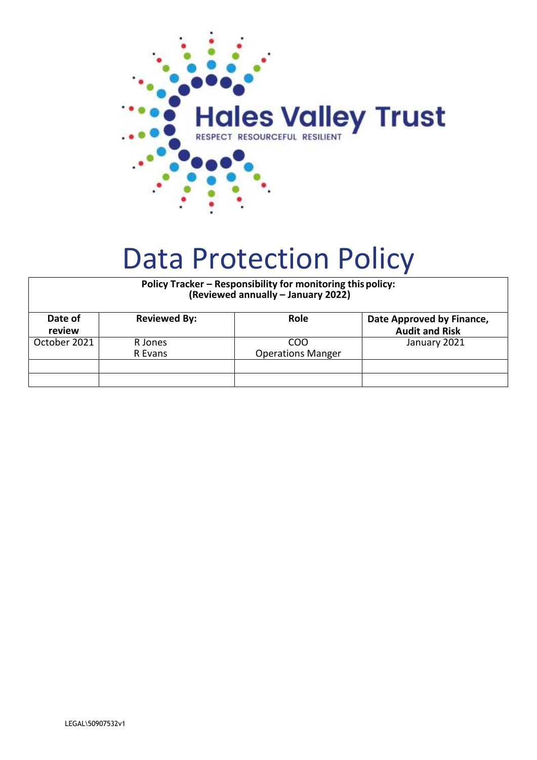Hales Valley Trust

RESPECT RESOURCEFUL RESILIENT

# Data Protection Policy

| Policy Tracker – Responsibility for monitoring this policy: (Reviewed annually – January 2022) | | | |
|---|---|---|---|
| **Date of review** | **Reviewed By:** | **Role** | **Date Approved by Finance, Audit and Risk** |
| October 2021 | R Jones<br>R Evans | COO<br>Operations Manger | January 2021 |
| | | | |
| | | | |

LEGAL\50907532v1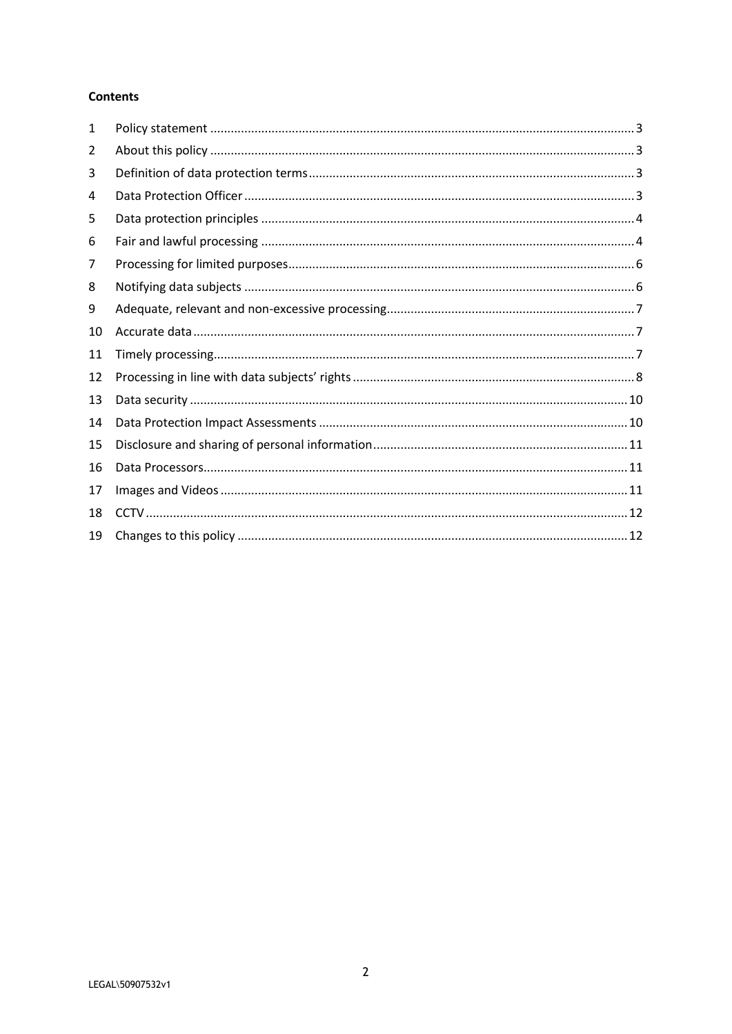**Contents**

| | | |
|---|---|---|
| 1 | Policy statement | 3 |
| 2 | About this policy | 3 |
| 3 | Definition of data protection terms | 3 |
| 4 | Data Protection Officer | 3 |
| 5 | Data protection principles | 4 |
| 6 | Fair and lawful processing | 4 |
| 7 | Processing for limited purposes | 6 |
| 8 | Notifying data subjects | 6 |
| 9 | Adequate, relevant and non-excessive processing | 7 |
| 10 | Accurate data | 7 |
| 11 | Timely processing | 7 |
| 12 | Processing in line with data subjects' rights | 8 |
| 13 | Data security | 10 |
| 14 | Data Protection Impact Assessments | 10 |
| 15 | Disclosure and sharing of personal information | 11 |
| 16 | Data Processors | 11 |
| 17 | Images and Videos | 11 |
| 18 | CCTV | 12 |
| 19 | Changes to this policy | 12 |

LEGAL\50907532v1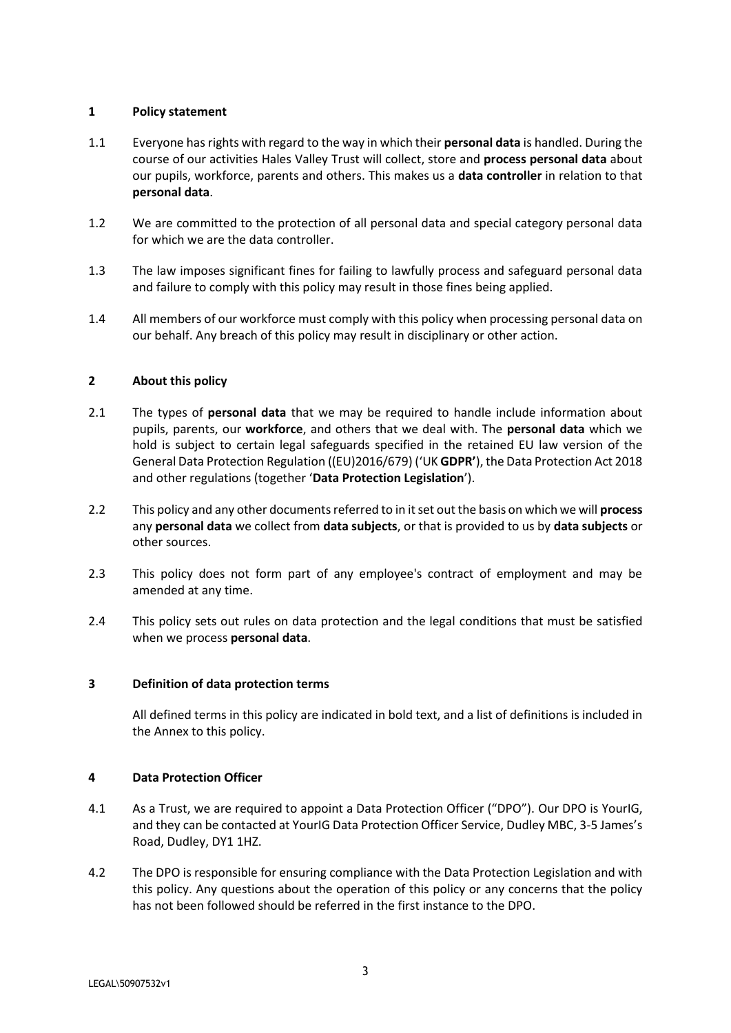## 1 Policy statement

1.1 Everyone has rights with regard to the way in which their **personal data** is handled. During the course of our activities Hales Valley Trust will collect, store and **process personal data** about our pupils, workforce, parents and others. This makes us a **data controller** in relation to that **personal data**.

1.2 We are committed to the protection of all personal data and special category personal data for which we are the data controller.

1.3 The law imposes significant fines for failing to lawfully process and safeguard personal data and failure to comply with this policy may result in those fines being applied.

1.4 All members of our workforce must comply with this policy when processing personal data on our behalf. Any breach of this policy may result in disciplinary or other action.

## 2 About this policy

2.1 The types of **personal data** that we may be required to handle include information about pupils, parents, our **workforce**, and others that we deal with. The **personal data** which we hold is subject to certain legal safeguards specified in the retained EU law version of the General Data Protection Regulation ((EU)2016/679) ('UK **GDPR'**), the Data Protection Act 2018 and other regulations (together '**Data Protection Legislation**').

2.2 This policy and any other documents referred to in it set out the basis on which we will **process** any **personal data** we collect from **data subjects**, or that is provided to us by **data subjects** or other sources.

2.3 This policy does not form part of any employee's contract of employment and may be amended at any time.

2.4 This policy sets out rules on data protection and the legal conditions that must be satisfied when we process **personal data**.

## 3 Definition of data protection terms

All defined terms in this policy are indicated in bold text, and a list of definitions is included in the Annex to this policy.

## 4 Data Protection Officer

4.1 As a Trust, we are required to appoint a Data Protection Officer ("DPO"). Our DPO is YourIG, and they can be contacted at YourIG Data Protection Officer Service, Dudley MBC, 3-5 James's Road, Dudley, DY1 1HZ.

4.2 The DPO is responsible for ensuring compliance with the Data Protection Legislation and with this policy. Any questions about the operation of this policy or any concerns that the policy has not been followed should be referred in the first instance to the DPO.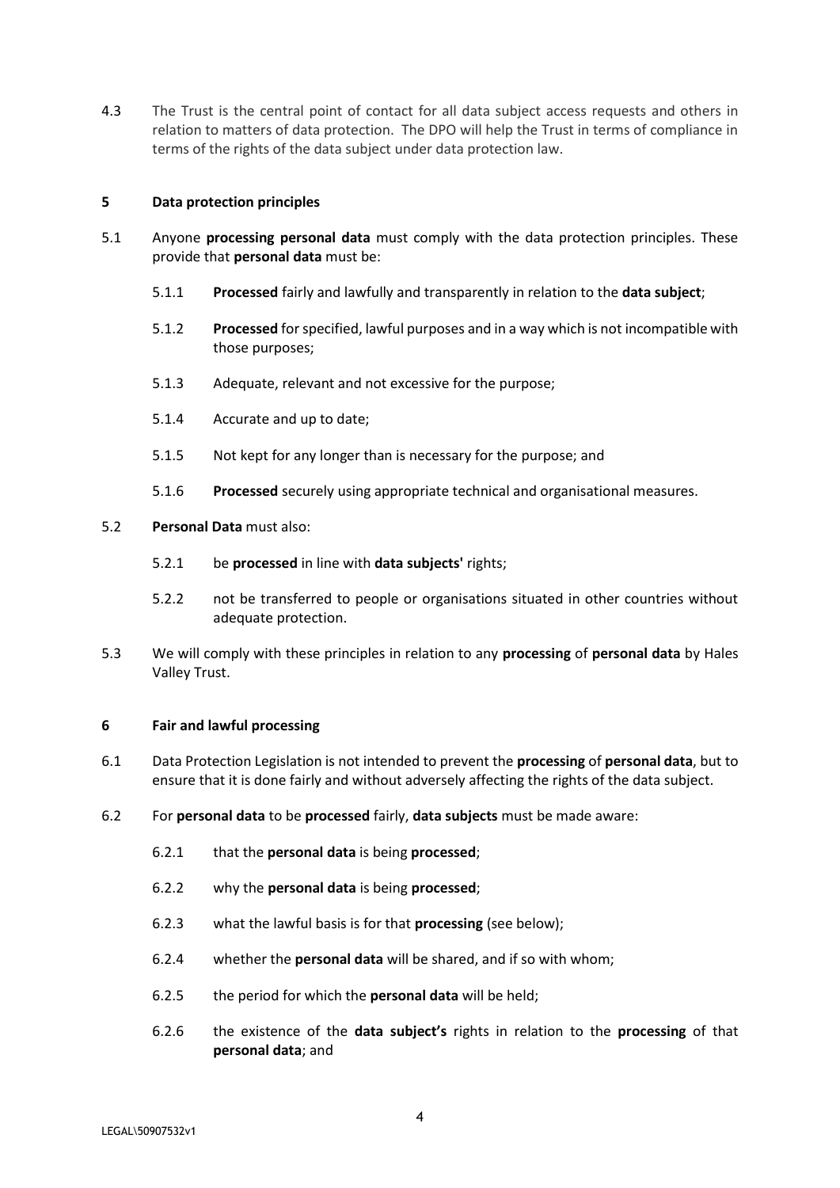4.3 The Trust is the central point of contact for all data subject access requests and others in relation to matters of data protection. The DPO will help the Trust in terms of compliance in terms of the rights of the data subject under data protection law.

## 5 Data protection principles

5.1 Anyone **processing personal data** must comply with the data protection principles. These provide that **personal data** must be:

- 5.1.1 **Processed** fairly and lawfully and transparently in relation to the **data subject**;
- 5.1.2 **Processed** for specified, lawful purposes and in a way which is not incompatible with those purposes;
- 5.1.3 Adequate, relevant and not excessive for the purpose;
- 5.1.4 Accurate and up to date;
- 5.1.5 Not kept for any longer than is necessary for the purpose; and
- 5.1.6 **Processed** securely using appropriate technical and organisational measures.

5.2 **Personal Data** must also:

- 5.2.1 be **processed** in line with **data subjects'** rights;
- 5.2.2 not be transferred to people or organisations situated in other countries without adequate protection.

5.3 We will comply with these principles in relation to any **processing** of **personal data** by Hales Valley Trust.

## 6 Fair and lawful processing

6.1 Data Protection Legislation is not intended to prevent the **processing** of **personal data**, but to ensure that it is done fairly and without adversely affecting the rights of the data subject.

6.2 For **personal data** to be **processed** fairly, **data subjects** must be made aware:

- 6.2.1 that the **personal data** is being **processed**;
- 6.2.2 why the **personal data** is being **processed**;
- 6.2.3 what the lawful basis is for that **processing** (see below);
- 6.2.4 whether the **personal data** will be shared, and if so with whom;
- 6.2.5 the period for which the **personal data** will be held;
- 6.2.6 the existence of the **data subject's** rights in relation to the **processing** of that **personal data**; and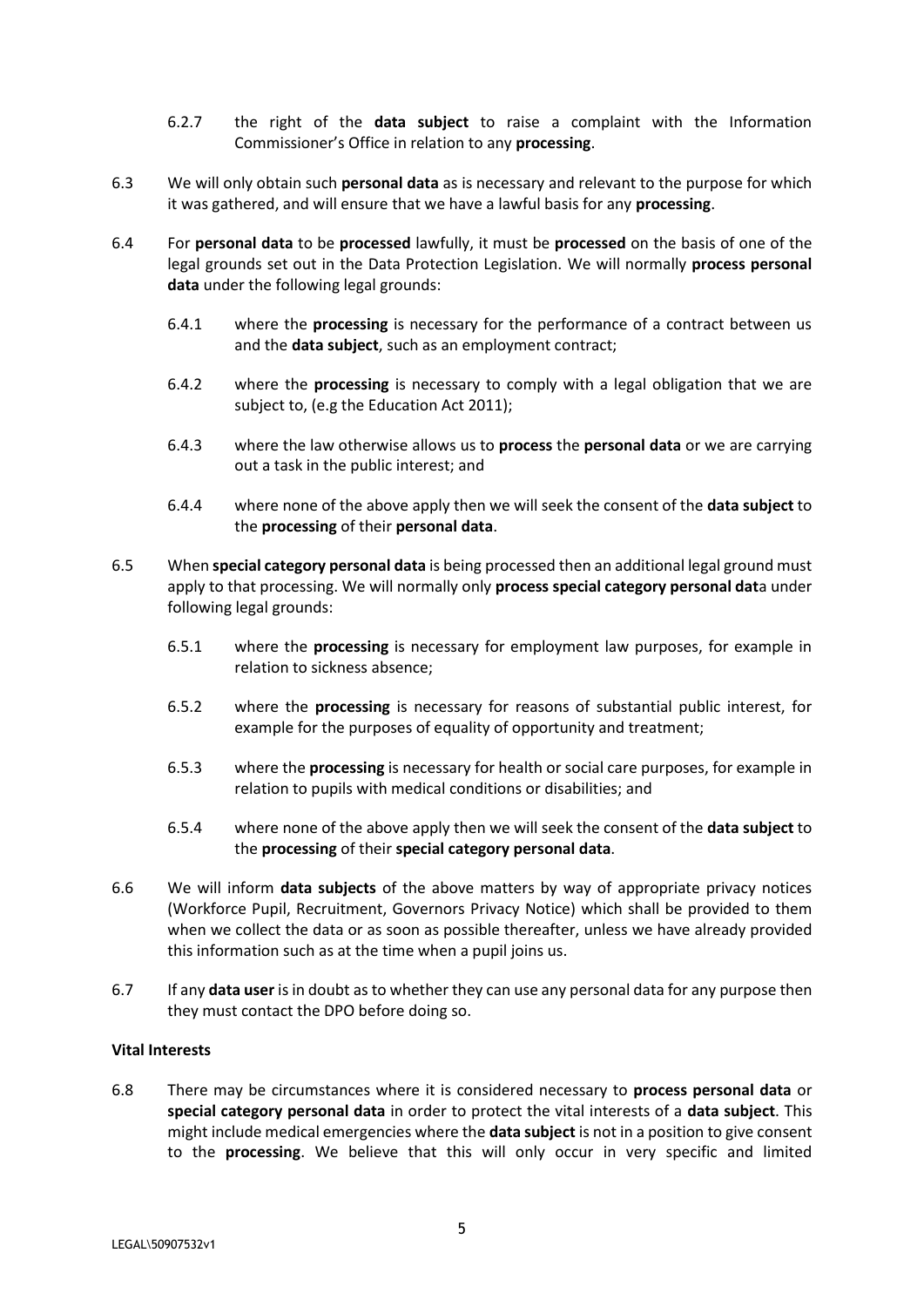6.2.7 the right of the **data subject** to raise a complaint with the Information Commissioner's Office in relation to any **processing**.

6.3 We will only obtain such **personal data** as is necessary and relevant to the purpose for which it was gathered, and will ensure that we have a lawful basis for any **processing**.

6.4 For **personal data** to be **processed** lawfully, it must be **processed** on the basis of one of the legal grounds set out in the Data Protection Legislation. We will normally **process personal data** under the following legal grounds:

6.4.1 where the **processing** is necessary for the performance of a contract between us and the **data subject**, such as an employment contract;

6.4.2 where the **processing** is necessary to comply with a legal obligation that we are subject to, (e.g the Education Act 2011);

6.4.3 where the law otherwise allows us to **process** the **personal data** or we are carrying out a task in the public interest; and

6.4.4 where none of the above apply then we will seek the consent of the **data subject** to the **processing** of their **personal data**.

6.5 When **special category personal data** is being processed then an additional legal ground must apply to that processing. We will normally only **process special category personal dat**a under following legal grounds:

6.5.1 where the **processing** is necessary for employment law purposes, for example in relation to sickness absence;

6.5.2 where the **processing** is necessary for reasons of substantial public interest, for example for the purposes of equality of opportunity and treatment;

6.5.3 where the **processing** is necessary for health or social care purposes, for example in relation to pupils with medical conditions or disabilities; and

6.5.4 where none of the above apply then we will seek the consent of the **data subject** to the **processing** of their **special category personal data**.

6.6 We will inform **data subjects** of the above matters by way of appropriate privacy notices (Workforce Pupil, Recruitment, Governors Privacy Notice) which shall be provided to them when we collect the data or as soon as possible thereafter, unless we have already provided this information such as at the time when a pupil joins us.

6.7 If any **data user** is in doubt as to whether they can use any personal data for any purpose then they must contact the DPO before doing so.

**Vital Interests**

6.8 There may be circumstances where it is considered necessary to **process personal data** or **special category personal data** in order to protect the vital interests of a **data subject**. This might include medical emergencies where the **data subject** is not in a position to give consent to the **processing**. We believe that this will only occur in very specific and limited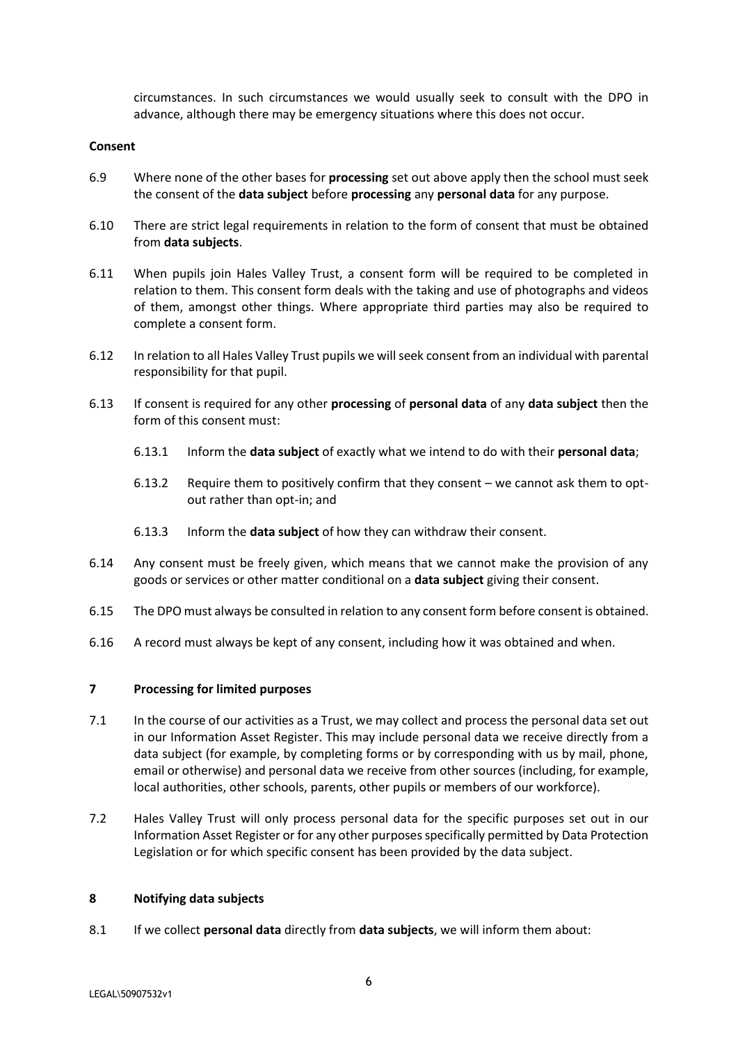circumstances. In such circumstances we would usually seek to consult with the DPO in advance, although there may be emergency situations where this does not occur.

**Consent**

6.9 Where none of the other bases for **processing** set out above apply then the school must seek the consent of the **data subject** before **processing** any **personal data** for any purpose.

6.10 There are strict legal requirements in relation to the form of consent that must be obtained from **data subjects**.

6.11 When pupils join Hales Valley Trust, a consent form will be required to be completed in relation to them. This consent form deals with the taking and use of photographs and videos of them, amongst other things. Where appropriate third parties may also be required to complete a consent form.

6.12 In relation to all Hales Valley Trust pupils we will seek consent from an individual with parental responsibility for that pupil.

6.13 If consent is required for any other **processing** of **personal data** of any **data subject** then the form of this consent must:

6.13.1 Inform the **data subject** of exactly what we intend to do with their **personal data**;

6.13.2 Require them to positively confirm that they consent – we cannot ask them to opt-out rather than opt-in; and

6.13.3 Inform the **data subject** of how they can withdraw their consent.

6.14 Any consent must be freely given, which means that we cannot make the provision of any goods or services or other matter conditional on a **data subject** giving their consent.

6.15 The DPO must always be consulted in relation to any consent form before consent is obtained.

6.16 A record must always be kept of any consent, including how it was obtained and when.

## 7 Processing for limited purposes

7.1 In the course of our activities as a Trust, we may collect and process the personal data set out in our Information Asset Register. This may include personal data we receive directly from a data subject (for example, by completing forms or by corresponding with us by mail, phone, email or otherwise) and personal data we receive from other sources (including, for example, local authorities, other schools, parents, other pupils or members of our workforce).

7.2 Hales Valley Trust will only process personal data for the specific purposes set out in our Information Asset Register or for any other purposes specifically permitted by Data Protection Legislation or for which specific consent has been provided by the data subject.

## 8 Notifying data subjects

8.1 If we collect **personal data** directly from **data subjects**, we will inform them about: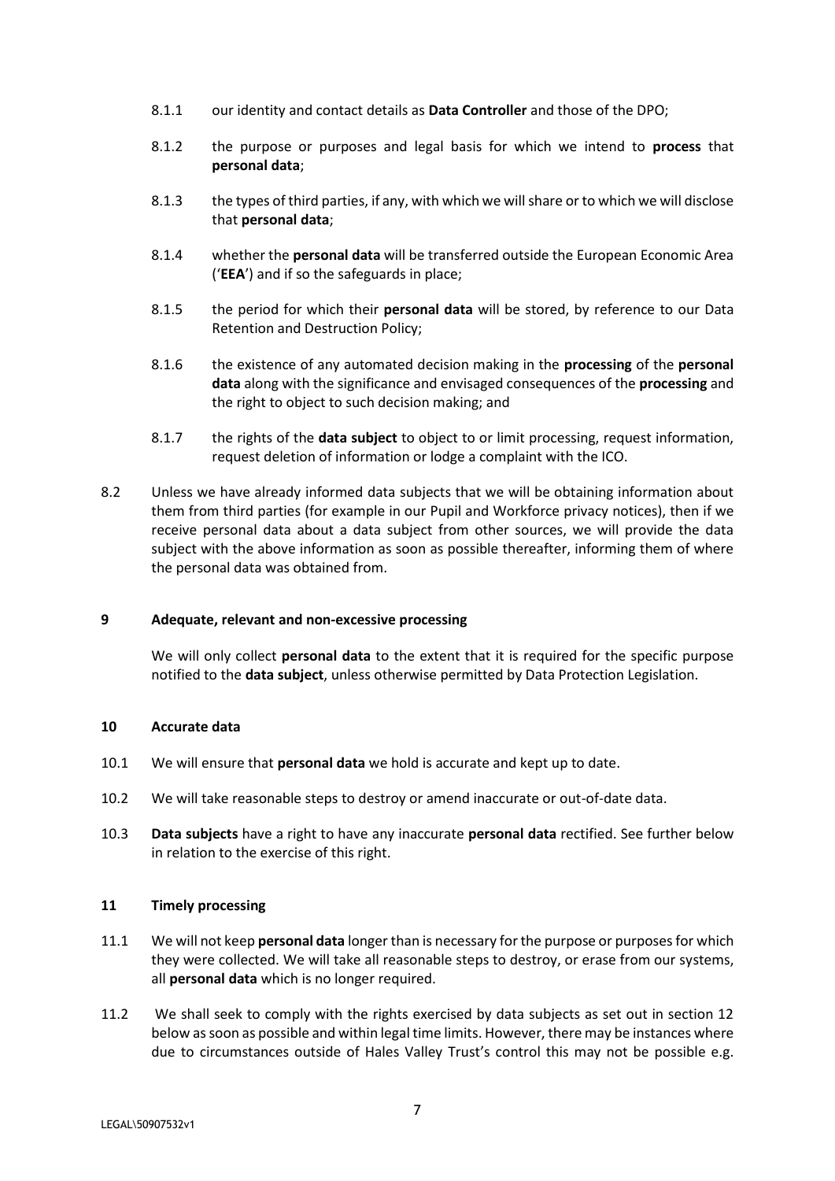8.1.1 our identity and contact details as **Data Controller** and those of the DPO;

8.1.2 the purpose or purposes and legal basis for which we intend to **process** that **personal data**;

8.1.3 the types of third parties, if any, with which we will share or to which we will disclose that **personal data**;

8.1.4 whether the **personal data** will be transferred outside the European Economic Area ('**EEA**') and if so the safeguards in place;

8.1.5 the period for which their **personal data** will be stored, by reference to our Data Retention and Destruction Policy;

8.1.6 the existence of any automated decision making in the **processing** of the **personal data** along with the significance and envisaged consequences of the **processing** and the right to object to such decision making; and

8.1.7 the rights of the **data subject** to object to or limit processing, request information, request deletion of information or lodge a complaint with the ICO.

8.2 Unless we have already informed data subjects that we will be obtaining information about them from third parties (for example in our Pupil and Workforce privacy notices), then if we receive personal data about a data subject from other sources, we will provide the data subject with the above information as soon as possible thereafter, informing them of where the personal data was obtained from.

## 9 Adequate, relevant and non-excessive processing

We will only collect **personal data** to the extent that it is required for the specific purpose notified to the **data subject**, unless otherwise permitted by Data Protection Legislation.

## 10 Accurate data

10.1 We will ensure that **personal data** we hold is accurate and kept up to date.

10.2 We will take reasonable steps to destroy or amend inaccurate or out-of-date data.

10.3 **Data subjects** have a right to have any inaccurate **personal data** rectified. See further below in relation to the exercise of this right.

## 11 Timely processing

11.1 We will not keep **personal data** longer than is necessary for the purpose or purposes for which they were collected. We will take all reasonable steps to destroy, or erase from our systems, all **personal data** which is no longer required.

11.2 We shall seek to comply with the rights exercised by data subjects as set out in section 12 below as soon as possible and within legal time limits. However, there may be instances where due to circumstances outside of Hales Valley Trust's control this may not be possible e.g.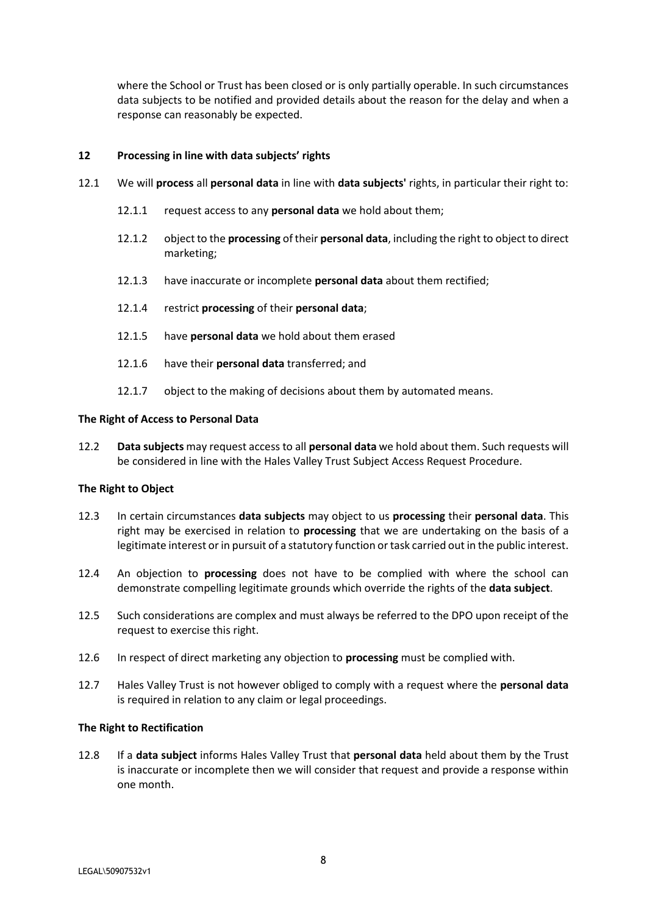where the School or Trust has been closed or is only partially operable. In such circumstances data subjects to be notified and provided details about the reason for the delay and when a response can reasonably be expected.

## 12 Processing in line with data subjects' rights

12.1 We will **process** all **personal data** in line with **data subjects'** rights, in particular their right to:

- 12.1.1 request access to any **personal data** we hold about them;
- 12.1.2 object to the **processing** of their **personal data**, including the right to object to direct marketing;
- 12.1.3 have inaccurate or incomplete **personal data** about them rectified;
- 12.1.4 restrict **processing** of their **personal data**;
- 12.1.5 have **personal data** we hold about them erased
- 12.1.6 have their **personal data** transferred; and
- 12.1.7 object to the making of decisions about them by automated means.

**The Right of Access to Personal Data**

12.2 **Data subjects** may request access to all **personal data** we hold about them. Such requests will be considered in line with the Hales Valley Trust Subject Access Request Procedure.

**The Right to Object**

12.3 In certain circumstances **data subjects** may object to us **processing** their **personal data**. This right may be exercised in relation to **processing** that we are undertaking on the basis of a legitimate interest or in pursuit of a statutory function or task carried out in the public interest.

12.4 An objection to **processing** does not have to be complied with where the school can demonstrate compelling legitimate grounds which override the rights of the **data subject**.

12.5 Such considerations are complex and must always be referred to the DPO upon receipt of the request to exercise this right.

12.6 In respect of direct marketing any objection to **processing** must be complied with.

12.7 Hales Valley Trust is not however obliged to comply with a request where the **personal data** is required in relation to any claim or legal proceedings.

**The Right to Rectification**

12.8 If a **data subject** informs Hales Valley Trust that **personal data** held about them by the Trust is inaccurate or incomplete then we will consider that request and provide a response within one month.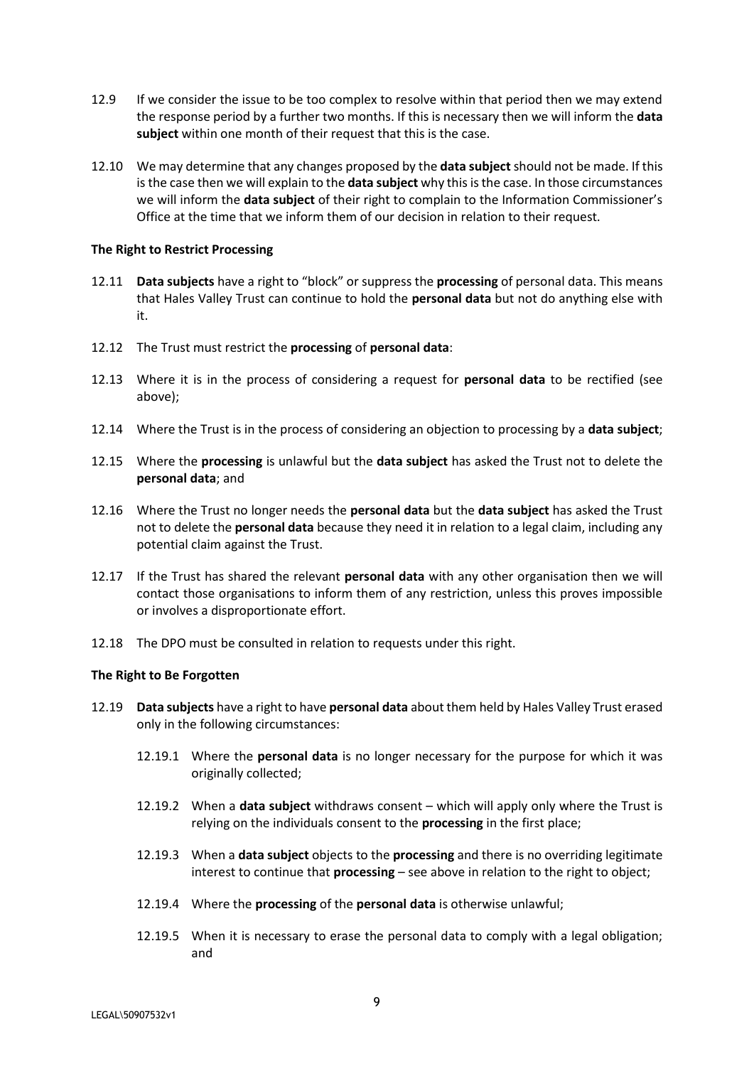12.9 If we consider the issue to be too complex to resolve within that period then we may extend the response period by a further two months. If this is necessary then we will inform the **data subject** within one month of their request that this is the case.

12.10 We may determine that any changes proposed by the **data subject** should not be made. If this is the case then we will explain to the **data subject** why this is the case. In those circumstances we will inform the **data subject** of their right to complain to the Information Commissioner's Office at the time that we inform them of our decision in relation to their request.

**The Right to Restrict Processing**

12.11 **Data subjects** have a right to "block" or suppress the **processing** of personal data. This means that Hales Valley Trust can continue to hold the **personal data** but not do anything else with it.

12.12 The Trust must restrict the **processing** of **personal data**:

12.13 Where it is in the process of considering a request for **personal data** to be rectified (see above);

12.14 Where the Trust is in the process of considering an objection to processing by a **data subject**;

12.15 Where the **processing** is unlawful but the **data subject** has asked the Trust not to delete the **personal data**; and

12.16 Where the Trust no longer needs the **personal data** but the **data subject** has asked the Trust not to delete the **personal data** because they need it in relation to a legal claim, including any potential claim against the Trust.

12.17 If the Trust has shared the relevant **personal data** with any other organisation then we will contact those organisations to inform them of any restriction, unless this proves impossible or involves a disproportionate effort.

12.18 The DPO must be consulted in relation to requests under this right.

**The Right to Be Forgotten**

12.19 **Data subjects** have a right to have **personal data** about them held by Hales Valley Trust erased only in the following circumstances:

12.19.1 Where the **personal data** is no longer necessary for the purpose for which it was originally collected;

12.19.2 When a **data subject** withdraws consent – which will apply only where the Trust is relying on the individuals consent to the **processing** in the first place;

12.19.3 When a **data subject** objects to the **processing** and there is no overriding legitimate interest to continue that **processing** – see above in relation to the right to object;

12.19.4 Where the **processing** of the **personal data** is otherwise unlawful;

12.19.5 When it is necessary to erase the personal data to comply with a legal obligation; and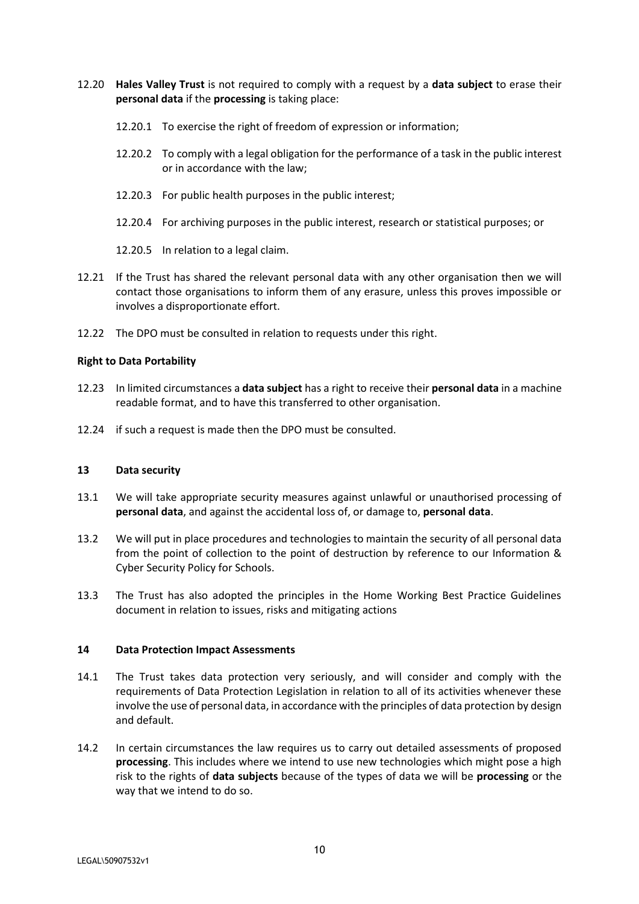12.20 **Hales Valley Trust** is not required to comply with a request by a **data subject** to erase their **personal data** if the **processing** is taking place:

12.20.1 To exercise the right of freedom of expression or information;

12.20.2 To comply with a legal obligation for the performance of a task in the public interest or in accordance with the law;

12.20.3 For public health purposes in the public interest;

12.20.4 For archiving purposes in the public interest, research or statistical purposes; or

12.20.5 In relation to a legal claim.

12.21 If the Trust has shared the relevant personal data with any other organisation then we will contact those organisations to inform them of any erasure, unless this proves impossible or involves a disproportionate effort.

12.22 The DPO must be consulted in relation to requests under this right.

**Right to Data Portability**

12.23 In limited circumstances a **data subject** has a right to receive their **personal data** in a machine readable format, and to have this transferred to other organisation.

12.24 if such a request is made then the DPO must be consulted.

## 13 Data security

13.1 We will take appropriate security measures against unlawful or unauthorised processing of **personal data**, and against the accidental loss of, or damage to, **personal data**.

13.2 We will put in place procedures and technologies to maintain the security of all personal data from the point of collection to the point of destruction by reference to our Information & Cyber Security Policy for Schools.

13.3 The Trust has also adopted the principles in the Home Working Best Practice Guidelines document in relation to issues, risks and mitigating actions

## 14 Data Protection Impact Assessments

14.1 The Trust takes data protection very seriously, and will consider and comply with the requirements of Data Protection Legislation in relation to all of its activities whenever these involve the use of personal data, in accordance with the principles of data protection by design and default.

14.2 In certain circumstances the law requires us to carry out detailed assessments of proposed **processing**. This includes where we intend to use new technologies which might pose a high risk to the rights of **data subjects** because of the types of data we will be **processing** or the way that we intend to do so.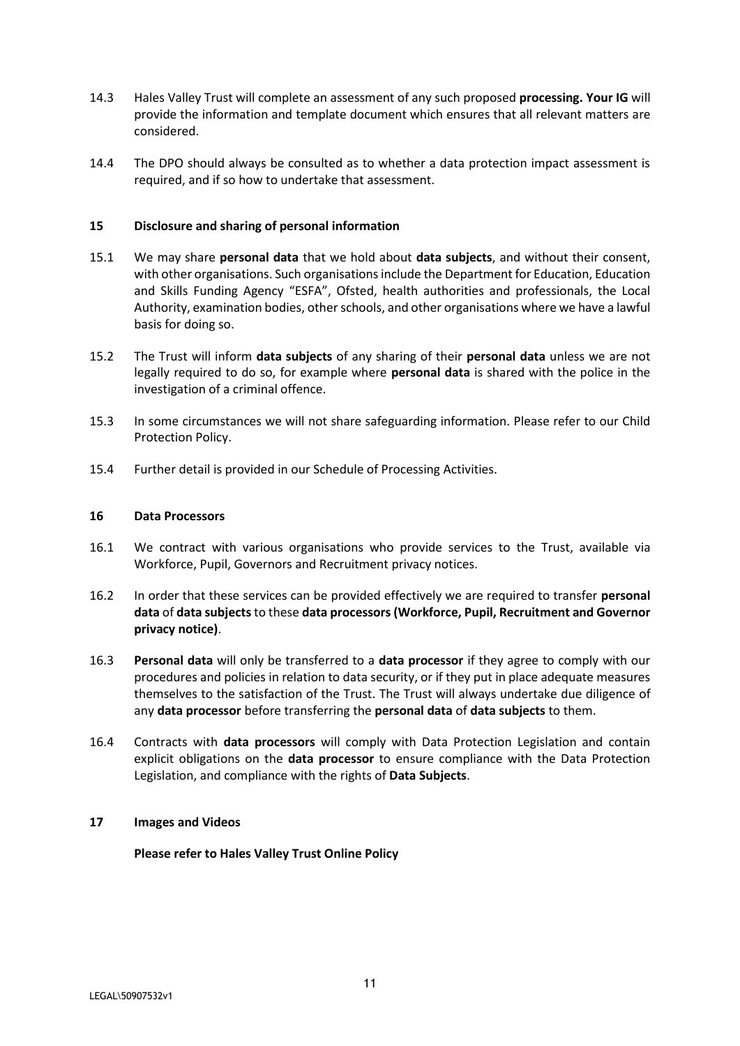14.3 Hales Valley Trust will complete an assessment of any such proposed **processing. Your IG** will provide the information and template document which ensures that all relevant matters are considered.

14.4 The DPO should always be consulted as to whether a data protection impact assessment is required, and if so how to undertake that assessment.

## 15 Disclosure and sharing of personal information

15.1 We may share **personal data** that we hold about **data subjects**, and without their consent, with other organisations. Such organisations include the Department for Education, Education and Skills Funding Agency "ESFA", Ofsted, health authorities and professionals, the Local Authority, examination bodies, other schools, and other organisations where we have a lawful basis for doing so.

15.2 The Trust will inform **data subjects** of any sharing of their **personal data** unless we are not legally required to do so, for example where **personal data** is shared with the police in the investigation of a criminal offence.

15.3 In some circumstances we will not share safeguarding information. Please refer to our Child Protection Policy.

15.4 Further detail is provided in our Schedule of Processing Activities.

## 16 Data Processors

16.1 We contract with various organisations who provide services to the Trust, available via Workforce, Pupil, Governors and Recruitment privacy notices.

16.2 In order that these services can be provided effectively we are required to transfer **personal data** of **data subjects** to these **data processors (Workforce, Pupil, Recruitment and Governor privacy notice)**.

16.3 **Personal data** will only be transferred to a **data processor** if they agree to comply with our procedures and policies in relation to data security, or if they put in place adequate measures themselves to the satisfaction of the Trust. The Trust will always undertake due diligence of any **data processor** before transferring the **personal data** of **data subjects** to them.

16.4 Contracts with **data processors** will comply with Data Protection Legislation and contain explicit obligations on the **data processor** to ensure compliance with the Data Protection Legislation, and compliance with the rights of **Data Subjects**.

## 17 Images and Videos

**Please refer to Hales Valley Trust Online Policy**

LEGAL\50907532v1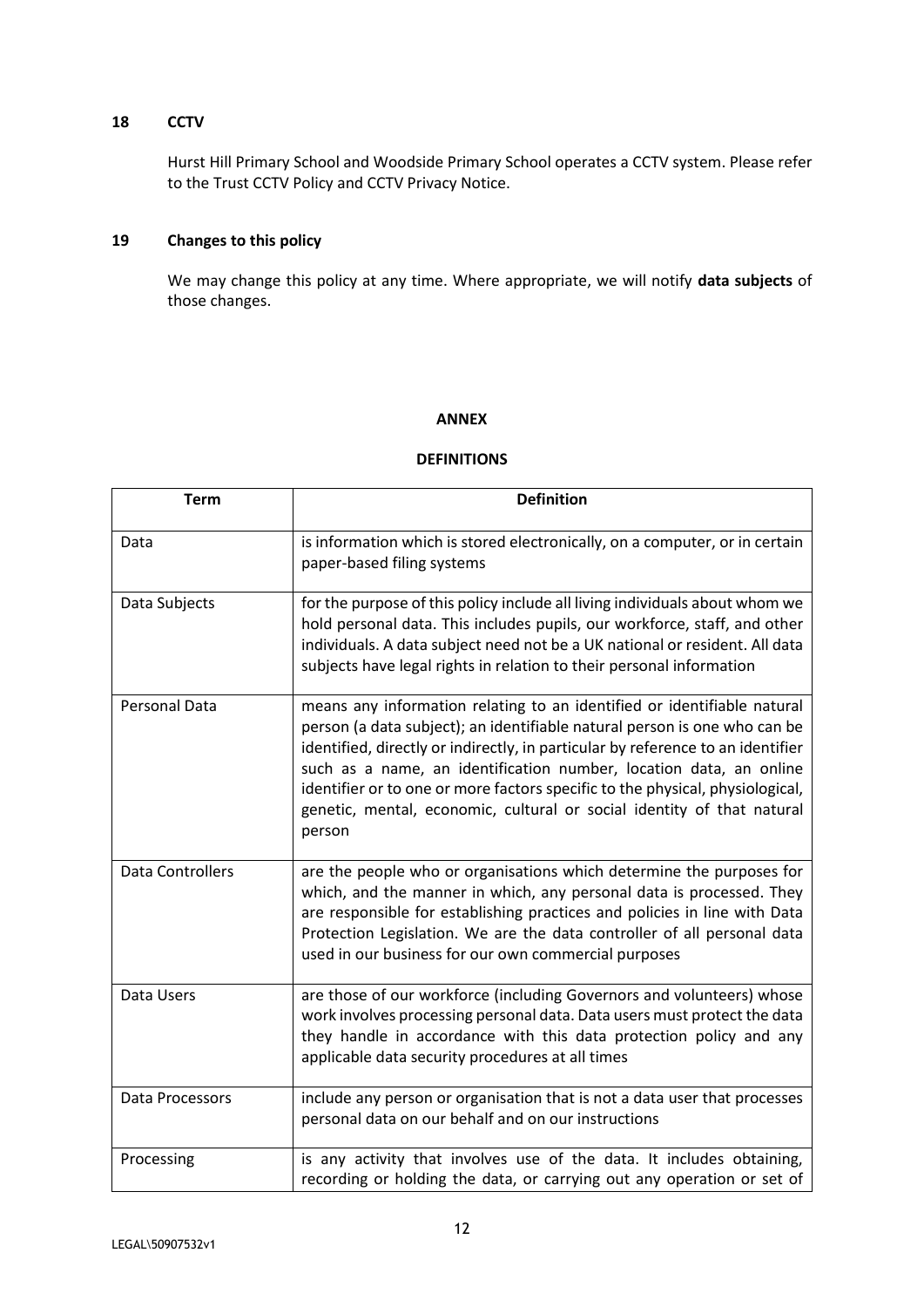## 18 CCTV

Hurst Hill Primary School and Woodside Primary School operates a CCTV system. Please refer to the Trust CCTV Policy and CCTV Privacy Notice.

## 19 Changes to this policy

We may change this policy at any time. Where appropriate, we will notify **data subjects** of those changes.

## ANNEX

## DEFINITIONS

| Term | Definition |
|---|---|
| Data | is information which is stored electronically, on a computer, or in certain paper-based filing systems |
| Data Subjects | for the purpose of this policy include all living individuals about whom we hold personal data. This includes pupils, our workforce, staff, and other individuals. A data subject need not be a UK national or resident. All data subjects have legal rights in relation to their personal information |
| Personal Data | means any information relating to an identified or identifiable natural person (a data subject); an identifiable natural person is one who can be identified, directly or indirectly, in particular by reference to an identifier such as a name, an identification number, location data, an online identifier or to one or more factors specific to the physical, physiological, genetic, mental, economic, cultural or social identity of that natural person |
| Data Controllers | are the people who or organisations which determine the purposes for which, and the manner in which, any personal data is processed. They are responsible for establishing practices and policies in line with Data Protection Legislation. We are the data controller of all personal data used in our business for our own commercial purposes |
| Data Users | are those of our workforce (including Governors and volunteers) whose work involves processing personal data. Data users must protect the data they handle in accordance with this data protection policy and any applicable data security procedures at all times |
| Data Processors | include any person or organisation that is not a data user that processes personal data on our behalf and on our instructions |
| Processing | is any activity that involves use of the data. It includes obtaining, recording or holding the data, or carrying out any operation or set of |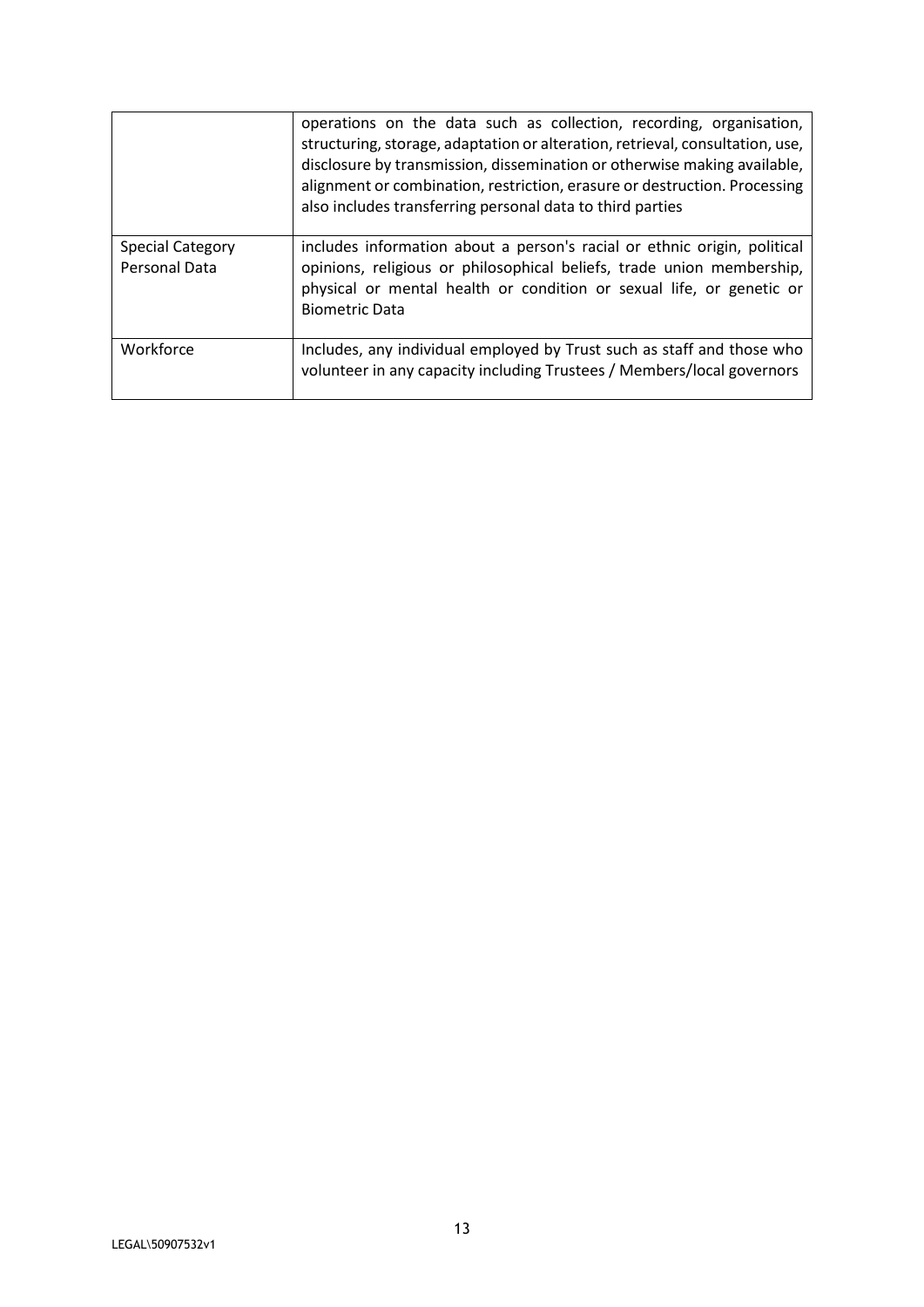| | |
|---|---|
| | operations on the data such as collection, recording, organisation, structuring, storage, adaptation or alteration, retrieval, consultation, use, disclosure by transmission, dissemination or otherwise making available, alignment or combination, restriction, erasure or destruction. Processing also includes transferring personal data to third parties |
| Special Category Personal Data | includes information about a person's racial or ethnic origin, political opinions, religious or philosophical beliefs, trade union membership, physical or mental health or condition or sexual life, or genetic or Biometric Data |
| Workforce | Includes, any individual employed by Trust such as staff and those who volunteer in any capacity including Trustees / Members/local governors |

LEGAL\50907532v1